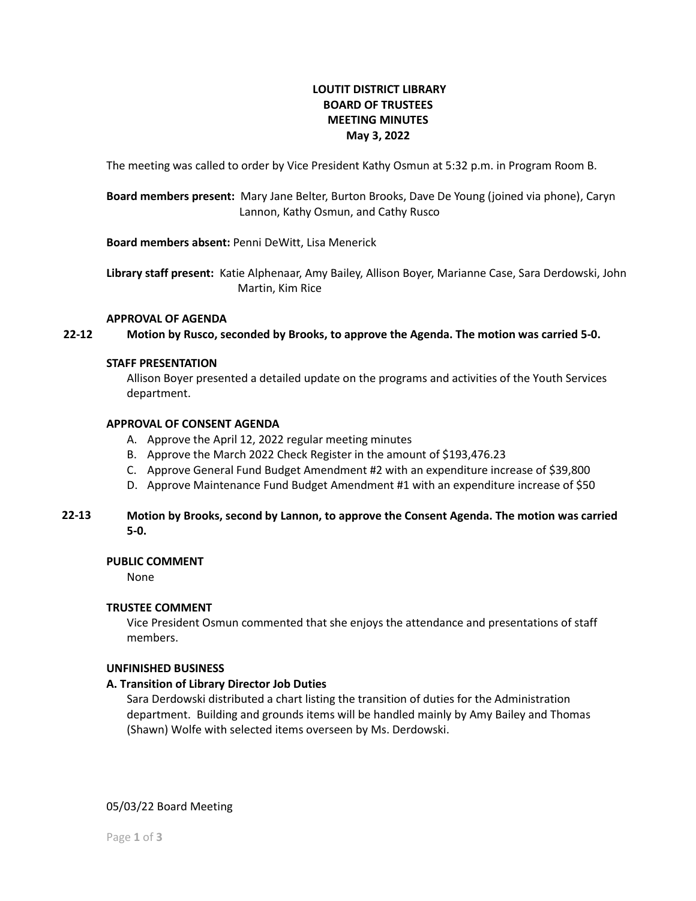# LOUTIT DISTRICT LIBRARY
# BOARD OF TRUSTEES
# MEETING MINUTES
# May 3, 2022

The meeting was called to order by Vice President Kathy Osmun at 5:32 p.m. in Program Room B.

**Board members present:** Mary Jane Belter, Burton Brooks, Dave De Young (joined via phone), Caryn Lannon, Kathy Osmun, and Cathy Rusco

**Board members absent:** Penni DeWitt, Lisa Menerick

**Library staff present:** Katie Alphenaar, Amy Bailey, Allison Boyer, Marianne Case, Sara Derdowski, John Martin, Kim Rice

**APPROVAL OF AGENDA**

**22-12 Motion by Rusco, seconded by Brooks, to approve the Agenda. The motion was carried 5-0.**

**STAFF PRESENTATION**

Allison Boyer presented a detailed update on the programs and activities of the Youth Services department.

**APPROVAL OF CONSENT AGENDA**

A. Approve the April 12, 2022 regular meeting minutes
B. Approve the March 2022 Check Register in the amount of $193,476.23
C. Approve General Fund Budget Amendment #2 with an expenditure increase of $39,800
D. Approve Maintenance Fund Budget Amendment #1 with an expenditure increase of $50

**22-13 Motion by Brooks, second by Lannon, to approve the Consent Agenda. The motion was carried 5-0.**

**PUBLIC COMMENT**

None

**TRUSTEE COMMENT**

Vice President Osmun commented that she enjoys the attendance and presentations of staff members.

**UNFINISHED BUSINESS**

**A. Transition of Library Director Job Duties**

Sara Derdowski distributed a chart listing the transition of duties for the Administration department. Building and grounds items will be handled mainly by Amy Bailey and Thomas (Shawn) Wolfe with selected items overseen by Ms. Derdowski.

05/03/22 Board Meeting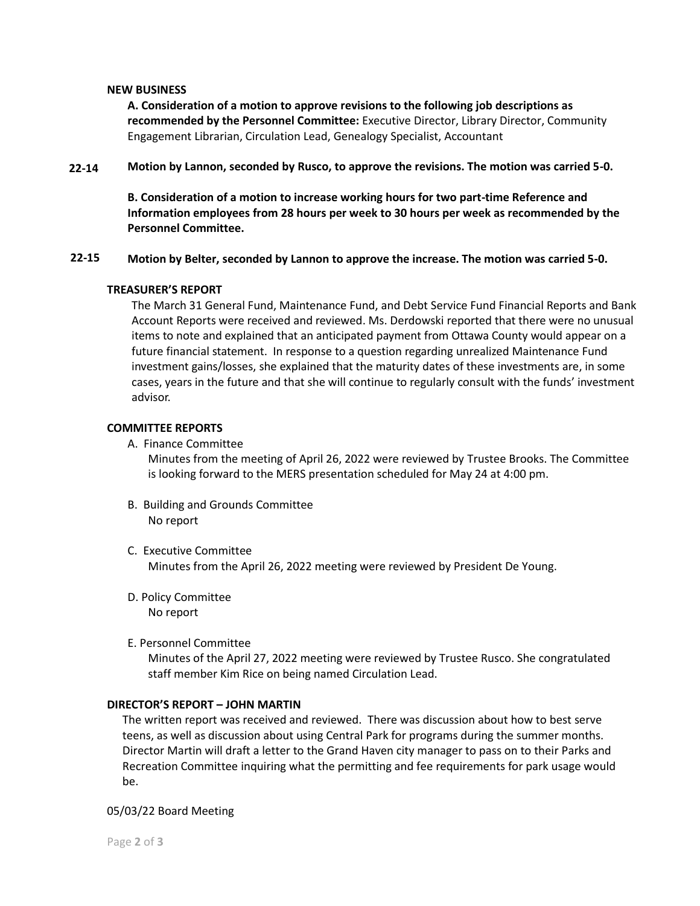**NEW BUSINESS**

**A. Consideration of a motion to approve revisions to the following job descriptions as recommended by the Personnel Committee:** Executive Director, Library Director, Community Engagement Librarian, Circulation Lead, Genealogy Specialist, Accountant

**22-14** **Motion by Lannon, seconded by Rusco, to approve the revisions. The motion was carried 5-0.**

**B. Consideration of a motion to increase working hours for two part-time Reference and Information employees from 28 hours per week to 30 hours per week as recommended by the Personnel Committee.**

**22-15** **Motion by Belter, seconded by Lannon to approve the increase. The motion was carried 5-0.**

**TREASURER'S REPORT**

The March 31 General Fund, Maintenance Fund, and Debt Service Fund Financial Reports and Bank Account Reports were received and reviewed. Ms. Derdowski reported that there were no unusual items to note and explained that an anticipated payment from Ottawa County would appear on a future financial statement. In response to a question regarding unrealized Maintenance Fund investment gains/losses, she explained that the maturity dates of these investments are, in some cases, years in the future and that she will continue to regularly consult with the funds' investment advisor.

**COMMITTEE REPORTS**

A. Finance Committee
Minutes from the meeting of April 26, 2022 were reviewed by Trustee Brooks. The Committee is looking forward to the MERS presentation scheduled for May 24 at 4:00 pm.

B. Building and Grounds Committee
No report

C. Executive Committee
Minutes from the April 26, 2022 meeting were reviewed by President De Young.

D. Policy Committee
No report

E. Personnel Committee
Minutes of the April 27, 2022 meeting were reviewed by Trustee Rusco. She congratulated staff member Kim Rice on being named Circulation Lead.

**DIRECTOR'S REPORT – JOHN MARTIN**

The written report was received and reviewed. There was discussion about how to best serve teens, as well as discussion about using Central Park for programs during the summer months. Director Martin will draft a letter to the Grand Haven city manager to pass on to their Parks and Recreation Committee inquiring what the permitting and fee requirements for park usage would be.

05/03/22 Board Meeting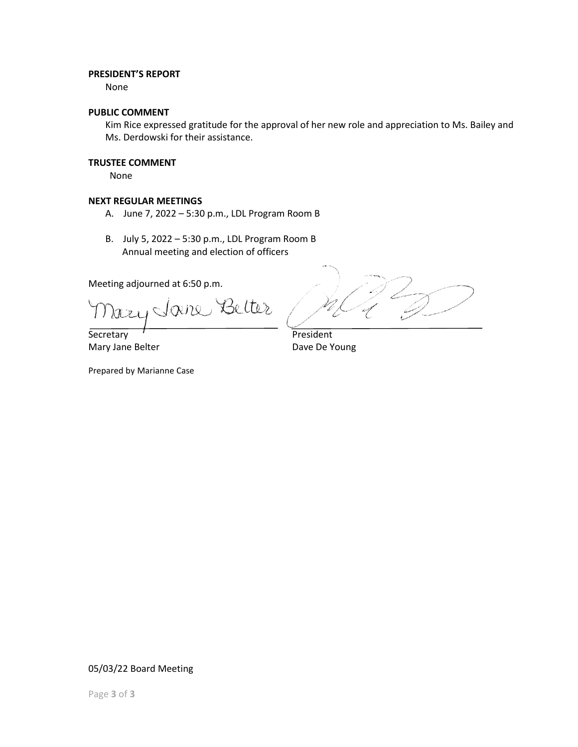**PRESIDENT'S REPORT**

None

**PUBLIC COMMENT**

Kim Rice expressed gratitude for the approval of her new role and appreciation to Ms. Bailey and Ms. Derdowski for their assistance.

**TRUSTEE COMMENT**

None

**NEXT REGULAR MEETINGS**

A. June 7, 2022 – 5:30 p.m., LDL Program Room B

B. July 5, 2022 – 5:30 p.m., LDL Program Room B
   Annual meeting and election of officers

Meeting adjourned at 6:50 p.m.

Mary Jane Belter

Secretary
Mary Jane Belter

President
Dave De Young

Prepared by Marianne Case

05/03/22 Board Meeting